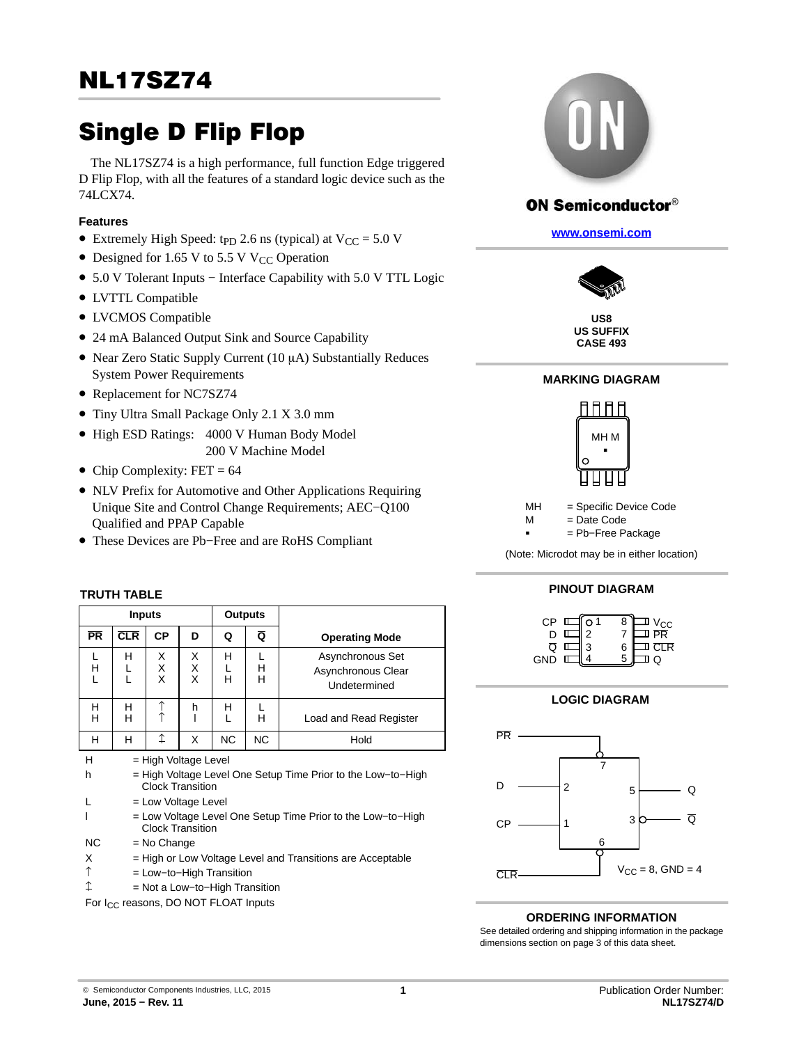# NL17SZ74

# Single D Flip Flop

The NL17SZ74 is a high performance, full function Edge triggered D Flip Flop, with all the features of a standard logic device such as the 74LCX74.

### Features

- Extremely High Speed: $t_{PD}$ 2.6 ns (typical) at $V_{CC}$ = 5.0 V
- Designed for 1.65 V to 5.5 V $V_{CC}$ Operation
- 5.0 V Tolerant Inputs − Interface Capability with 5.0 V TTL Logic
- LVTTL Compatible
- LVCMOS Compatible
- 24 mA Balanced Output Sink and Source Capability
- Near Zero Static Supply Current (10 μA) Substantially Reduces System Power Requirements
- Replacement for NC7SZ74
- Tiny Ultra Small Package Only 2.1 X 3.0 mm
- High ESD Ratings: 4000 V Human Body Model
  200 V Machine Model
- Chip Complexity: FET = 64
- NLV Prefix for Automotive and Other Applications Requiring Unique Site and Control Change Requirements; AEC−Q100 Qualified and PPAP Capable
- These Devices are Pb−Free and are RoHS Compliant

ON Semiconductor®

www.onsemi.com

US8
US SUFFIX
CASE 493

### MARKING DIAGRAM

MH M
▪

MH = Specific Device Code
M = Date Code
▪ = Pb−Free Package

(Note: Microdot may be in either location)

### PINOUT DIAGRAM

| Pin | Name | Pin | Name |
|---|---|---|---|
| 1 | CP | 8 | $V_{CC}$ |
| 2 | D | 7 | $\overline{PR}$ |
| 3 | $\overline{Q}$ | 6 | $\overline{CLR}$ |
| 4 | GND | 5 | Q |

### LOGIC DIAGRAM

$\overline{PR}$ (7), D (2), CP (1), $\overline{CLR}$ (6), Q (5), $\overline{Q}$ (3)

$V_{CC}$ = 8, GND = 4

### TRUTH TABLE

| Inputs | | | | Outputs | | |
|---|---|---|---|---|---|---|
| $\overline{PR}$ | $\overline{CLR}$ | CP | D | Q | $\overline{Q}$ | Operating Mode |
| L | H | X | X | H | L | Asynchronous Set |
| H | L | X | X | L | H | Asynchronous Clear |
| L | L | X | X | H | H | Undetermined |
| H | H | ↑ | h | H | L | Load and Read Register |
| H | H | ↑ | l | L | H | Load and Read Register |
| H | H | ↥ | X | NC | NC | Hold |

H = High Voltage Level
h = High Voltage Level One Setup Time Prior to the Low−to−High Clock Transition
L = Low Voltage Level
l = Low Voltage Level One Setup Time Prior to the Low−to−High Clock Transition
NC = No Change
X = High or Low Voltage Level and Transitions are Acceptable
↑ = Low−to−High Transition
↥ = Not a Low−to−High Transition

For $I_{CC}$ reasons, DO NOT FLOAT Inputs

### ORDERING INFORMATION

See detailed ordering and shipping information in the package dimensions section on page 3 of this data sheet.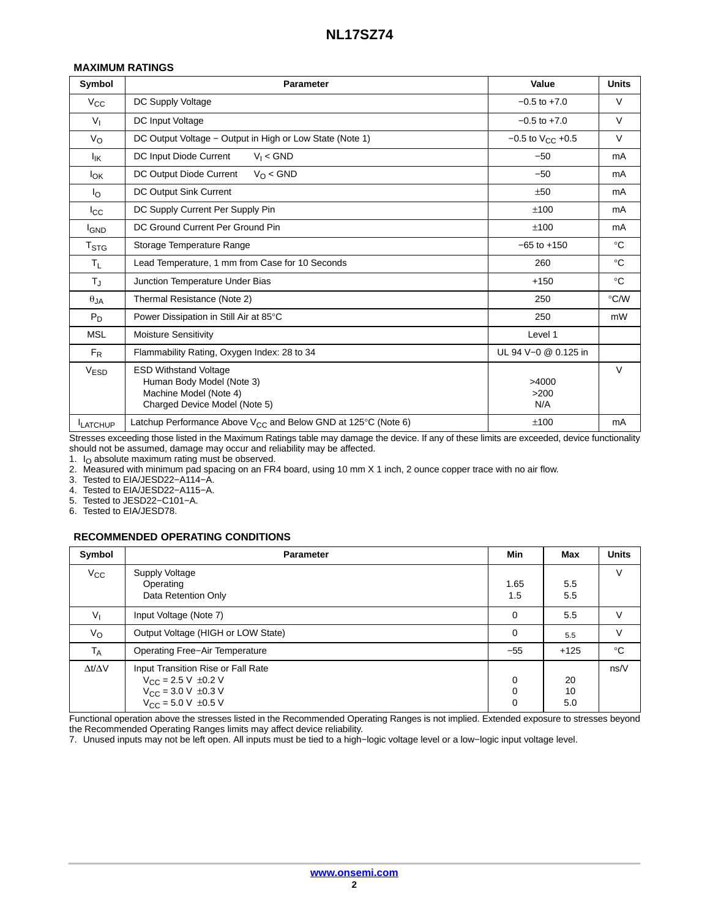### MAXIMUM RATINGS

| Symbol | Parameter | Value | Units |
|---|---|---|---|
| $V_{CC}$ | DC Supply Voltage | −0.5 to +7.0 | V |
| $V_I$ | DC Input Voltage | −0.5 to +7.0 | V |
| $V_O$ | DC Output Voltage − Output in High or Low State (Note 1) | −0.5 to $V_{CC}$ +0.5 | V |
| $I_{IK}$ | DC Input Diode Current $V_I$ < GND | −50 | mA |
| $I_{OK}$ | DC Output Diode Current $V_O$ < GND | −50 | mA |
| $I_O$ | DC Output Sink Current | ±50 | mA |
| $I_{CC}$ | DC Supply Current Per Supply Pin | ±100 | mA |
| $I_{GND}$ | DC Ground Current Per Ground Pin | ±100 | mA |
| $T_{STG}$ | Storage Temperature Range | −65 to +150 | °C |
| $T_L$ | Lead Temperature, 1 mm from Case for 10 Seconds | 260 | °C |
| $T_J$ | Junction Temperature Under Bias | +150 | °C |
| $\theta_{JA}$ | Thermal Resistance (Note 2) | 250 | °C/W |
| $P_D$ | Power Dissipation in Still Air at 85°C | 250 | mW |
| MSL | Moisture Sensitivity | Level 1 | |
| $F_R$ | Flammability Rating, Oxygen Index: 28 to 34 | UL 94 V−0 @ 0.125 in | |
| $V_{ESD}$ | ESD Withstand Voltage<br>Human Body Model (Note 3)<br>Machine Model (Note 4)<br>Charged Device Model (Note 5) | <br>>4000<br>>200<br>N/A | V |
| $I_{LATCHUP}$ | Latchup Performance Above $V_{CC}$ and Below GND at 125°C (Note 6) | ±100 | mA |

Stresses exceeding those listed in the Maximum Ratings table may damage the device. If any of these limits are exceeded, device functionality should not be assumed, damage may occur and reliability may be affected.

1. $I_O$ absolute maximum rating must be observed.
2. Measured with minimum pad spacing on an FR4 board, using 10 mm X 1 inch, 2 ounce copper trace with no air flow.
3. Tested to EIA/JESD22−A114−A.
4. Tested to EIA/JESD22−A115−A.
5. Tested to JESD22−C101−A.
6. Tested to EIA/JESD78.

### RECOMMENDED OPERATING CONDITIONS

| Symbol | Parameter | Min | Max | Units |
|---|---|---|---|---|
| $V_{CC}$ | Supply Voltage<br>Operating<br>Data Retention Only | <br>1.65<br>1.5 | <br>5.5<br>5.5 | V |
| $V_I$ | Input Voltage (Note 7) | 0 | 5.5 | V |
| $V_O$ | Output Voltage (HIGH or LOW State) | 0 | 5.5 | V |
| $T_A$ | Operating Free−Air Temperature | −55 | +125 | °C |
| $\Delta t/\Delta V$ | Input Transition Rise or Fall Rate<br>$V_{CC}$ = 2.5 V ±0.2 V<br>$V_{CC}$ = 3.0 V ±0.3 V<br>$V_{CC}$ = 5.0 V ±0.5 V | <br>0<br>0<br>0 | <br>20<br>10<br>5.0 | ns/V |

Functional operation above the stresses listed in the Recommended Operating Ranges is not implied. Extended exposure to stresses beyond the Recommended Operating Ranges limits may affect device reliability.

7. Unused inputs may not be left open. All inputs must be tied to a high−logic voltage level or a low−logic input voltage level.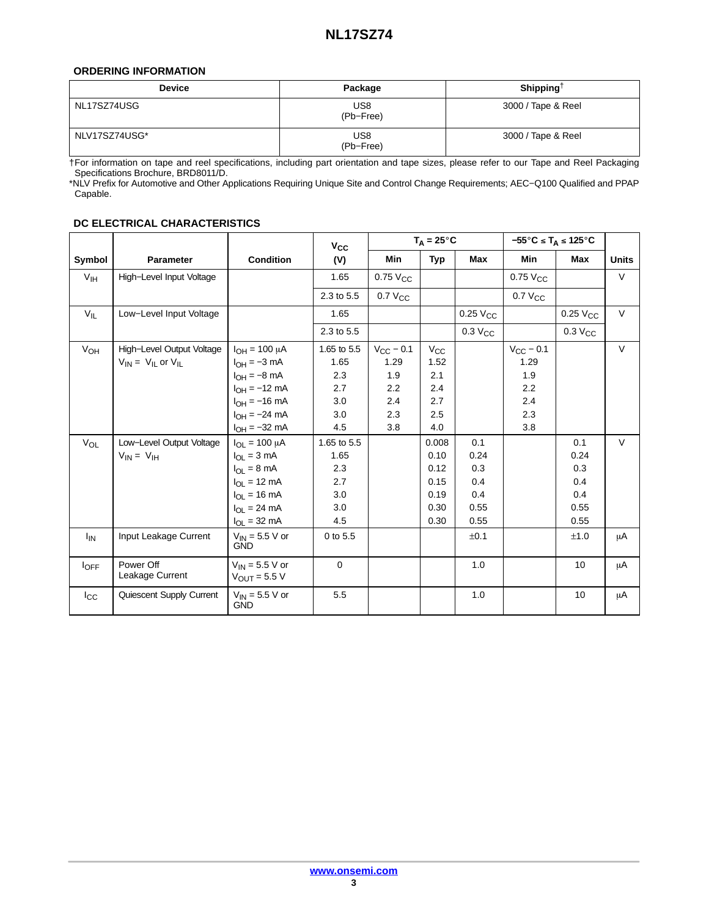### ORDERING INFORMATION

| Device | Package | Shipping† |
|---|---|---|
| NL17SZ74USG | US8 (Pb−Free) | 3000 / Tape & Reel |
| NLV17SZ74USG* | US8 (Pb−Free) | 3000 / Tape & Reel |

†For information on tape and reel specifications, including part orientation and tape sizes, please refer to our Tape and Reel Packaging Specifications Brochure, BRD8011/D.

*NLV Prefix for Automotive and Other Applications Requiring Unique Site and Control Change Requirements; AEC−Q100 Qualified and PPAP Capable.

### DC ELECTRICAL CHARACTERISTICS

| Symbol | Parameter | Condition | $V_{CC}$ (V) | $T_A$ = 25°C Min | $T_A$ = 25°C Typ | $T_A$ = 25°C Max | −55°C ≤ $T_A$ ≤ 125°C Min | −55°C ≤ $T_A$ ≤ 125°C Max | Units |
|---|---|---|---|---|---|---|---|---|---|
| $V_{IH}$ | High−Level Input Voltage | | 1.65 | 0.75 $V_{CC}$ | | | 0.75 $V_{CC}$ | | V |
| | | | 2.3 to 5.5 | 0.7 $V_{CC}$ | | | 0.7 $V_{CC}$ | | |
| $V_{IL}$ | Low−Level Input Voltage | | 1.65 | | | 0.25 $V_{CC}$ | | 0.25 $V_{CC}$ | V |
| | | | 2.3 to 5.5 | | | 0.3 $V_{CC}$ | | 0.3 $V_{CC}$ | |
| $V_{OH}$ | High−Level Output Voltage $V_{IN}$ = $V_{IL}$ or $V_{IL}$ | $I_{OH}$ = 100 μA | 1.65 to 5.5 | $V_{CC}$ − 0.1 | $V_{CC}$ | | $V_{CC}$ − 0.1 | | V |
| | | $I_{OH}$ = −3 mA | 1.65 | 1.29 | 1.52 | | 1.29 | | |
| | | $I_{OH}$ = −8 mA | 2.3 | 1.9 | 2.1 | | 1.9 | | |
| | | $I_{OH}$ = −12 mA | 2.7 | 2.2 | 2.4 | | 2.2 | | |
| | | $I_{OH}$ = −16 mA | 3.0 | 2.4 | 2.7 | | 2.4 | | |
| | | $I_{OH}$ = −24 mA | 3.0 | 2.3 | 2.5 | | 2.3 | | |
| | | $I_{OH}$ = −32 mA | 4.5 | 3.8 | 4.0 | | 3.8 | | |
| $V_{OL}$ | Low−Level Output Voltage $V_{IN}$ = $V_{IH}$ | $I_{OL}$ = 100 μA | 1.65 to 5.5 | | 0.008 | 0.1 | | 0.1 | V |
| | | $I_{OL}$ = 3 mA | 1.65 | | 0.10 | 0.24 | | 0.24 | |
| | | $I_{OL}$ = 8 mA | 2.3 | | 0.12 | 0.3 | | 0.3 | |
| | | $I_{OL}$ = 12 mA | 2.7 | | 0.15 | 0.4 | | 0.4 | |
| | | $I_{OL}$ = 16 mA | 3.0 | | 0.19 | 0.4 | | 0.4 | |
| | | $I_{OL}$ = 24 mA | 3.0 | | 0.30 | 0.55 | | 0.55 | |
| | | $I_{OL}$ = 32 mA | 4.5 | | 0.30 | 0.55 | | 0.55 | |
| $I_{IN}$ | Input Leakage Current | $V_{IN}$ = 5.5 V or GND | 0 to 5.5 | | | ±0.1 | | ±1.0 | μA |
| $I_{OFF}$ | Power Off Leakage Current | $V_{IN}$ = 5.5 V or $V_{OUT}$ = 5.5 V | 0 | | | 1.0 | | 10 | μA |
| $I_{CC}$ | Quiescent Supply Current | $V_{IN}$ = 5.5 V or GND | 5.5 | | | 1.0 | | 10 | μA |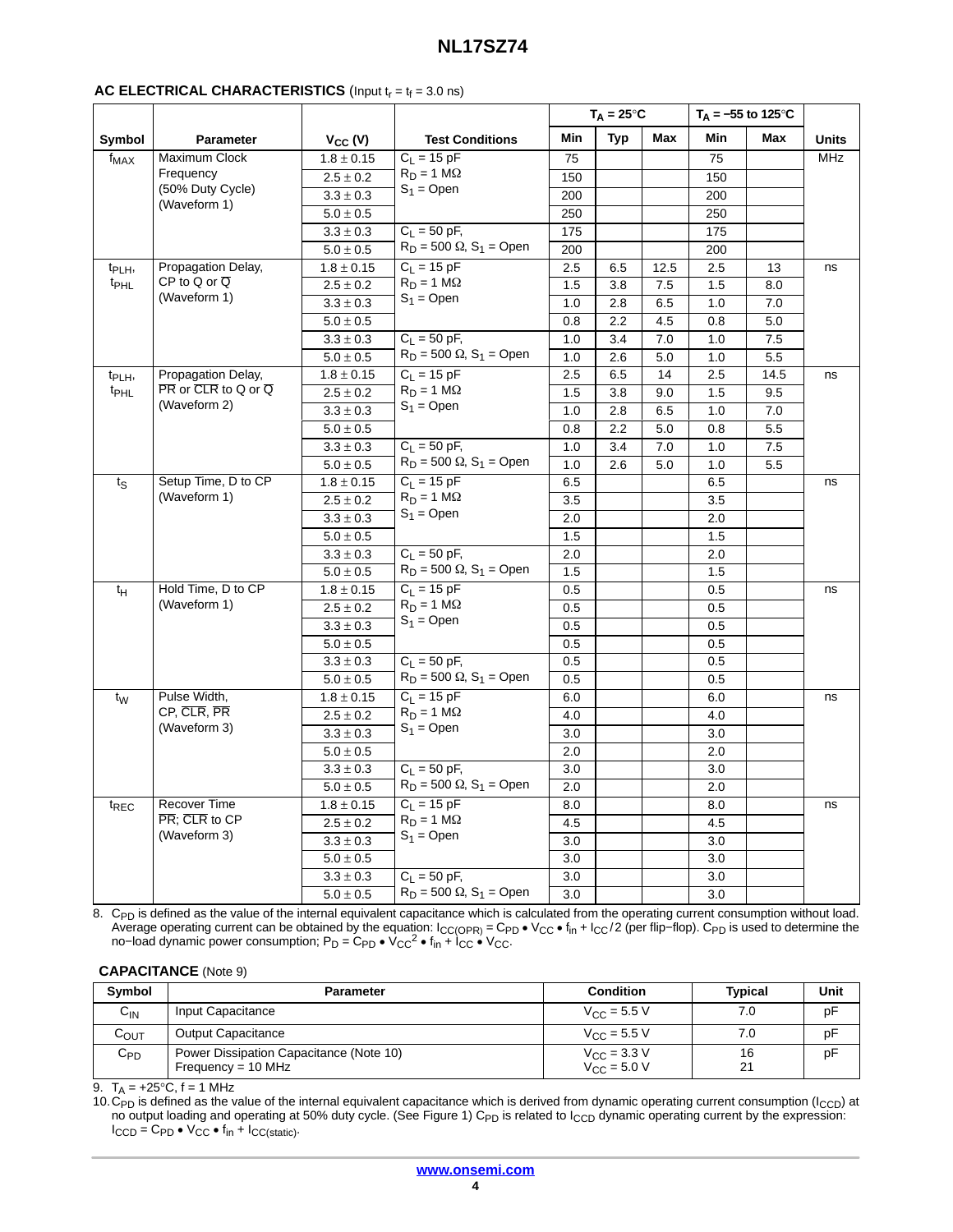**AC ELECTRICAL CHARACTERISTICS** (Input $t_r = t_f = 3.0$ ns)

| Symbol | Parameter | $V_{CC}$ (V) | Test Conditions | $T_A = 25°C$ Min | $T_A = 25°C$ Typ | $T_A = 25°C$ Max | $T_A = -55$ to $125°C$ Min | $T_A = -55$ to $125°C$ Max | Units |
|---|---|---|---|---|---|---|---|---|---|
| $f_{MAX}$ | Maximum Clock Frequency (50% Duty Cycle) (Waveform 1) | 1.8 ± 0.15 | $C_L = 15$ pF, $R_D = 1$ MΩ, $S_1$ = Open | 75 | | | 75 | | MHz |
| | | 2.5 ± 0.2 | | 150 | | | 150 | | |
| | | 3.3 ± 0.3 | | 200 | | | 200 | | |
| | | 5.0 ± 0.5 | | 250 | | | 250 | | |
| | | 3.3 ± 0.3 | $C_L = 50$ pF, $R_D = 500$ Ω, $S_1$ = Open | 175 | | | 175 | | |
| | | 5.0 ± 0.5 | | 200 | | | 200 | | |
| $t_{PLH}$, $t_{PHL}$ | Propagation Delay, CP to Q or $\overline{Q}$ (Waveform 1) | 1.8 ± 0.15 | $C_L = 15$ pF, $R_D = 1$ MΩ, $S_1$ = Open | 2.5 | 6.5 | 12.5 | 2.5 | 13 | ns |
| | | 2.5 ± 0.2 | | 1.5 | 3.8 | 7.5 | 1.5 | 8.0 | |
| | | 3.3 ± 0.3 | | 1.0 | 2.8 | 6.5 | 1.0 | 7.0 | |
| | | 5.0 ± 0.5 | | 0.8 | 2.2 | 4.5 | 0.8 | 5.0 | |
| | | 3.3 ± 0.3 | $C_L = 50$ pF, $R_D = 500$ Ω, $S_1$ = Open | 1.0 | 3.4 | 7.0 | 1.0 | 7.5 | |
| | | 5.0 ± 0.5 | | 1.0 | 2.6 | 5.0 | 1.0 | 5.5 | |
| $t_{PLH}$, $t_{PHL}$ | Propagation Delay, $\overline{PR}$ or $\overline{CLR}$ to Q or $\overline{Q}$ (Waveform 2) | 1.8 ± 0.15 | $C_L = 15$ pF, $R_D = 1$ MΩ, $S_1$ = Open | 2.5 | 6.5 | 14 | 2.5 | 14.5 | ns |
| | | 2.5 ± 0.2 | | 1.5 | 3.8 | 9.0 | 1.5 | 9.5 | |
| | | 3.3 ± 0.3 | | 1.0 | 2.8 | 6.5 | 1.0 | 7.0 | |
| | | 5.0 ± 0.5 | | 0.8 | 2.2 | 5.0 | 0.8 | 5.5 | |
| | | 3.3 ± 0.3 | $C_L = 50$ pF, $R_D = 500$ Ω, $S_1$ = Open | 1.0 | 3.4 | 7.0 | 1.0 | 7.5 | |
| | | 5.0 ± 0.5 | | 1.0 | 2.6 | 5.0 | 1.0 | 5.5 | |
| $t_S$ | Setup Time, D to CP (Waveform 1) | 1.8 ± 0.15 | $C_L = 15$ pF, $R_D = 1$ MΩ, $S_1$ = Open | 6.5 | | | 6.5 | | ns |
| | | 2.5 ± 0.2 | | 3.5 | | | 3.5 | | |
| | | 3.3 ± 0.3 | | 2.0 | | | 2.0 | | |
| | | 5.0 ± 0.5 | | 1.5 | | | 1.5 | | |
| | | 3.3 ± 0.3 | $C_L = 50$ pF, $R_D = 500$ Ω, $S_1$ = Open | 2.0 | | | 2.0 | | |
| | | 5.0 ± 0.5 | | 1.5 | | | 1.5 | | |
| $t_H$ | Hold Time, D to CP (Waveform 1) | 1.8 ± 0.15 | $C_L = 15$ pF, $R_D = 1$ MΩ, $S_1$ = Open | 0.5 | | | 0.5 | | ns |
| | | 2.5 ± 0.2 | | 0.5 | | | 0.5 | | |
| | | 3.3 ± 0.3 | | 0.5 | | | 0.5 | | |
| | | 5.0 ± 0.5 | | 0.5 | | | 0.5 | | |
| | | 3.3 ± 0.3 | $C_L = 50$ pF, $R_D = 500$ Ω, $S_1$ = Open | 0.5 | | | 0.5 | | |
| | | 5.0 ± 0.5 | | 0.5 | | | 0.5 | | |
| $t_W$ | Pulse Width, CP, $\overline{CLR}$, $\overline{PR}$ (Waveform 3) | 1.8 ± 0.15 | $C_L = 15$ pF, $R_D = 1$ MΩ, $S_1$ = Open | 6.0 | | | 6.0 | | ns |
| | | 2.5 ± 0.2 | | 4.0 | | | 4.0 | | |
| | | 3.3 ± 0.3 | | 3.0 | | | 3.0 | | |
| | | 5.0 ± 0.5 | | 2.0 | | | 2.0 | | |
| | | 3.3 ± 0.3 | $C_L = 50$ pF, $R_D = 500$ Ω, $S_1$ = Open | 3.0 | | | 3.0 | | |
| | | 5.0 ± 0.5 | | 2.0 | | | 2.0 | | |
| $t_{REC}$ | Recover Time $\overline{PR}$; $\overline{CLR}$ to CP (Waveform 3) | 1.8 ± 0.15 | $C_L = 15$ pF, $R_D = 1$ MΩ, $S_1$ = Open | 8.0 | | | 8.0 | | ns |
| | | 2.5 ± 0.2 | | 4.5 | | | 4.5 | | |
| | | 3.3 ± 0.3 | | 3.0 | | | 3.0 | | |
| | | 5.0 ± 0.5 | | 3.0 | | | 3.0 | | |
| | | 3.3 ± 0.3 | $C_L = 50$ pF, $R_D = 500$ Ω, $S_1$ = Open | 3.0 | | | 3.0 | | |
| | | 5.0 ± 0.5 | | 3.0 | | | 3.0 | | |

8. $C_{PD}$ is defined as the value of the internal equivalent capacitance which is calculated from the operating current consumption without load. Average operating current can be obtained by the equation: $I_{CC(OPR)} = C_{PD} \bullet V_{CC} \bullet f_{in} + I_{CC}/2$ (per flip−flop). $C_{PD}$ is used to determine the no−load dynamic power consumption; $P_D = C_{PD} \bullet V_{CC}^2 \bullet f_{in} + I_{CC} \bullet V_{CC}$.

**CAPACITANCE** (Note 9)

| Symbol | Parameter | Condition | Typical | Unit |
|---|---|---|---|---|
| $C_{IN}$ | Input Capacitance | $V_{CC} = 5.5$ V | 7.0 | pF |
| $C_{OUT}$ | Output Capacitance | $V_{CC} = 5.5$ V | 7.0 | pF |
| $C_{PD}$ | Power Dissipation Capacitance (Note 10) Frequency = 10 MHz | $V_{CC} = 3.3$ V<br>$V_{CC} = 5.0$ V | 16<br>21 | pF |

9. $T_A = +25°C$, f = 1 MHz
10. $C_{PD}$ is defined as the value of the internal equivalent capacitance which is derived from dynamic operating current consumption ($I_{CCD}$) at no output loading and operating at 50% duty cycle. (See Figure 1) $C_{PD}$ is related to $I_{CCD}$ dynamic operating current by the expression: $I_{CCD} = C_{PD} \bullet V_{CC} \bullet f_{in} + I_{CC(static)}$.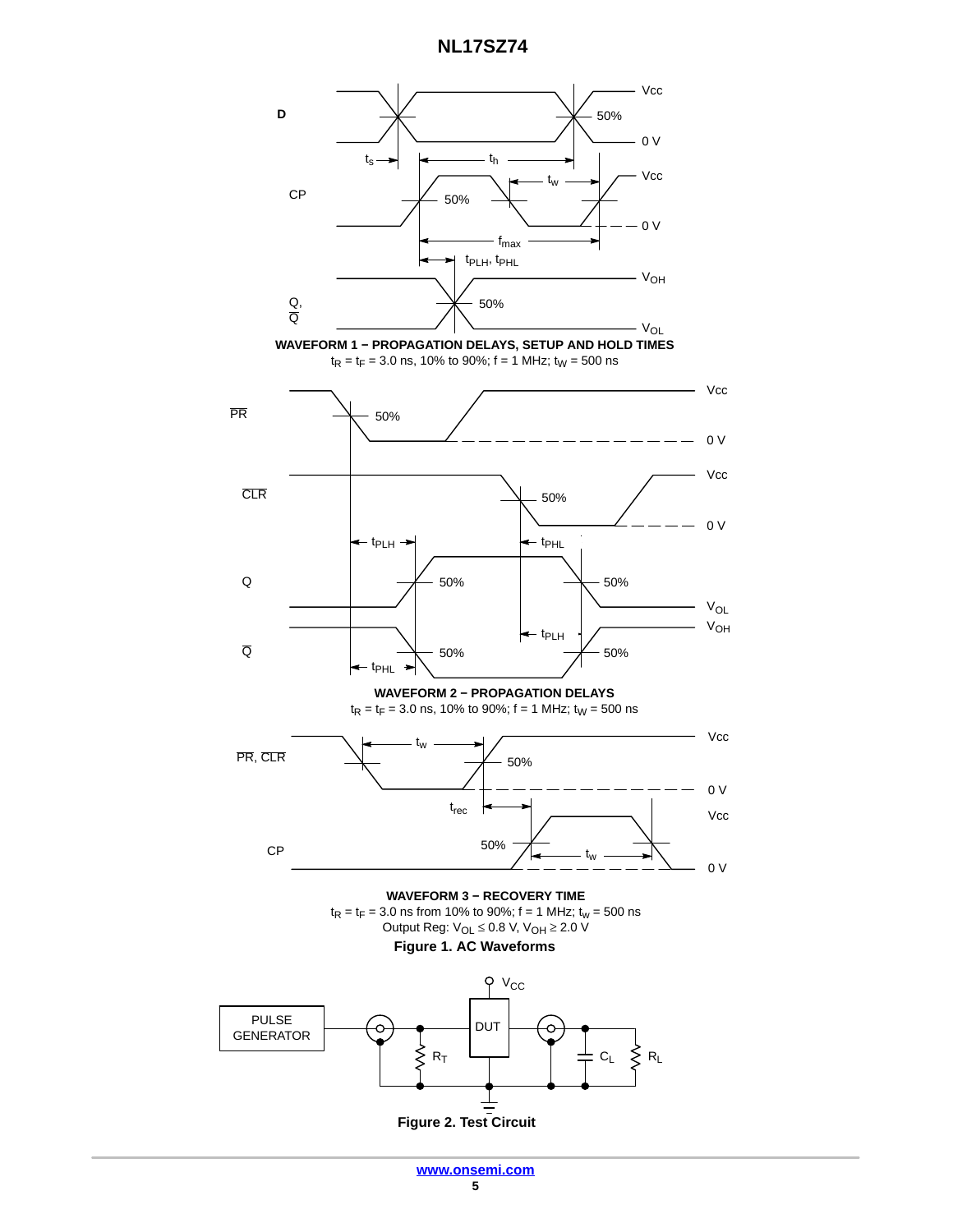**WAVEFORM 1 − PROPAGATION DELAYS, SETUP AND HOLD TIMES**

$t_R = t_F = 3.0$ ns, 10% to 90%; f = 1 MHz; $t_W = 500$ ns

**WAVEFORM 2 − PROPAGATION DELAYS**

$t_R = t_F = 3.0$ ns, 10% to 90%; f = 1 MHz; $t_W = 500$ ns

**WAVEFORM 3 − RECOVERY TIME**

$t_R = t_F = 3.0$ ns from 10% to 90%; f = 1 MHz; $t_w = 500$ ns

Output Reg: $V_{OL} \leq 0.8$ V, $V_{OH} \geq 2.0$ V

**Figure 1. AC Waveforms**

**Figure 2. Test Circuit**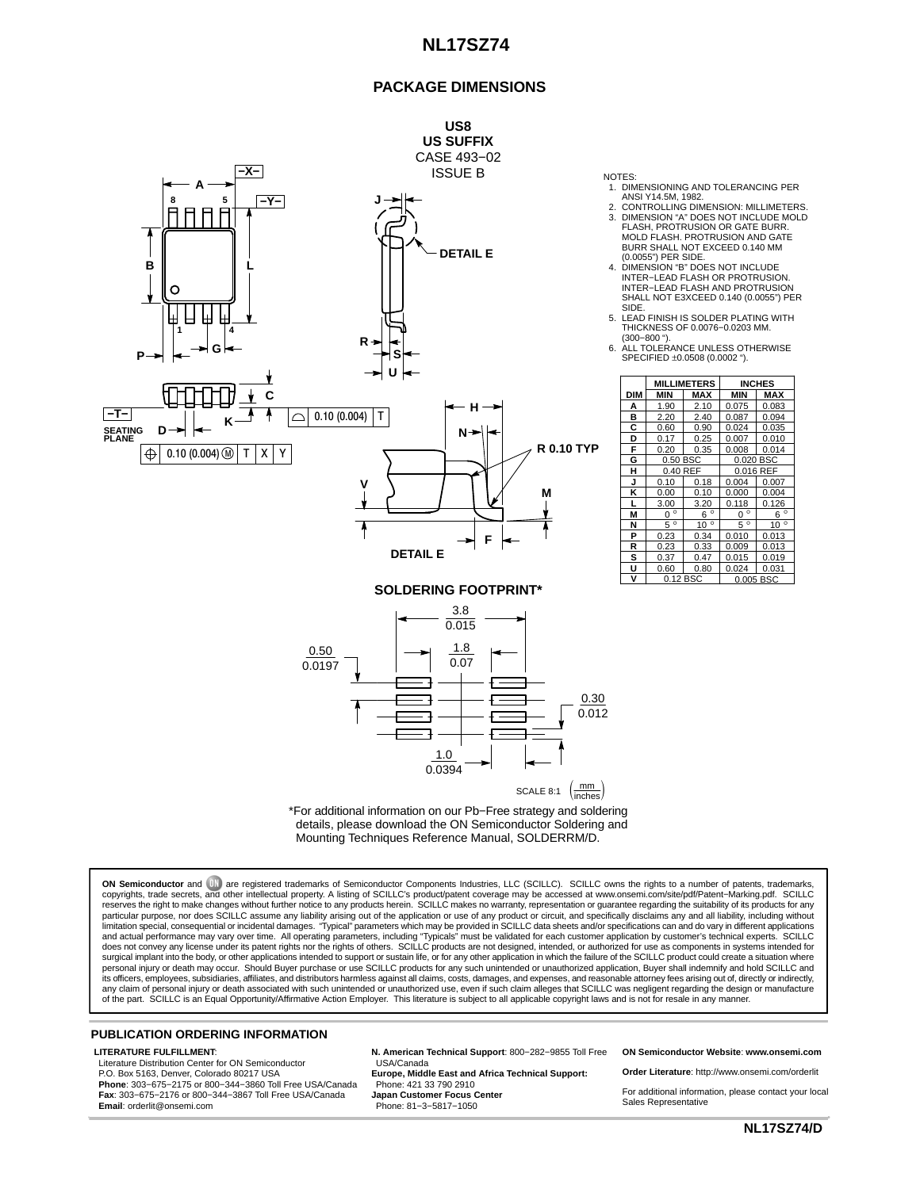## PACKAGE DIMENSIONS

**US8**
**US SUFFIX**
CASE 493−02
ISSUE B

−X−
A
8
5
−Y−
B
L
1
4
P
G
J
DETAIL E
R
S
U
C
−T−
SEATING PLANE
D
K
0.10 (0.004) T
0.10 (0.004) M T X Y
H
N
R 0.10 TYP
V
M
F
DETAIL E

NOTES:
1. DIMENSIONING AND TOLERANCING PER ANSI Y14.5M, 1982.
2. CONTROLLING DIMENSION: MILLIMETERS.
3. DIMENSION "A" DOES NOT INCLUDE MOLD FLASH, PROTRUSION OR GATE BURR. MOLD FLASH. PROTRUSION AND GATE BURR SHALL NOT EXCEED 0.140 MM (0.0055") PER SIDE.
4. DIMENSION "B" DOES NOT INCLUDE INTER−LEAD FLASH OR PROTRUSION. INTER−LEAD FLASH AND PROTRUSION SHALL NOT E3XCEED 0.140 (0.0055") PER SIDE.
5. LEAD FINISH IS SOLDER PLATING WITH THICKNESS OF 0.0076−0.0203 MM. (300−800 ").
6. ALL TOLERANCE UNLESS OTHERWISE SPECIFIED ±0.0508 (0.0002 ").

| | MILLIMETERS | | INCHES | |
|---|---|---|---|---|
| DIM | MIN | MAX | MIN | MAX |
| A | 1.90 | 2.10 | 0.075 | 0.083 |
| B | 2.20 | 2.40 | 0.087 | 0.094 |
| C | 0.60 | 0.90 | 0.024 | 0.035 |
| D | 0.17 | 0.25 | 0.007 | 0.010 |
| F | 0.20 | 0.35 | 0.008 | 0.014 |
| G | 0.50 BSC | | 0.020 BSC | |
| H | 0.40 REF | | 0.016 REF | |
| J | 0.10 | 0.18 | 0.004 | 0.007 |
| K | 0.00 | 0.10 | 0.000 | 0.004 |
| L | 3.00 | 3.20 | 0.118 | 0.126 |
| M | 0 ° | 6 ° | 0 ° | 6 ° |
| N | 5 ° | 10 ° | 5 ° | 10 ° |
| P | 0.23 | 0.34 | 0.010 | 0.013 |
| R | 0.23 | 0.33 | 0.009 | 0.013 |
| S | 0.37 | 0.47 | 0.015 | 0.019 |
| U | 0.60 | 0.80 | 0.024 | 0.031 |
| V | 0.12 BSC | | 0.005 BSC | |

### SOLDERING FOOTPRINT*

3.8
0.015
1.8
0.07
0.50
0.0197
0.30
0.012
1.0
0.0394

SCALE 8:1 (mm / inches)

*For additional information on our Pb−Free strategy and soldering details, please download the ON Semiconductor Soldering and Mounting Techniques Reference Manual, SOLDERRM/D.

**ON Semiconductor** and ON are registered trademarks of Semiconductor Components Industries, LLC (SCILLC). SCILLC owns the rights to a number of patents, trademarks, copyrights, trade secrets, and other intellectual property. A listing of SCILLC's product/patent coverage may be accessed at www.onsemi.com/site/pdf/Patent−Marking.pdf. SCILLC reserves the right to make changes without further notice to any products herein. SCILLC makes no warranty, representation or guarantee regarding the suitability of its products for any particular purpose, nor does SCILLC assume any liability arising out of the application or use of any product or circuit, and specifically disclaims any and all liability, including without limitation special, consequential or incidental damages. "Typical" parameters which may be provided in SCILLC data sheets and/or specifications can and do vary in different applications and actual performance may vary over time. All operating parameters, including "Typicals" must be validated for each customer application by customer's technical experts. SCILLC does not convey any license under its patent rights nor the rights of others. SCILLC products are not designed, intended, or authorized for use as components in systems intended for surgical implant into the body, or other applications intended to support or sustain life, or for any other application in which the failure of the SCILLC product could create a situation where personal injury or death may occur. Should Buyer purchase or use SCILLC products for any such unintended or unauthorized application, Buyer shall indemnify and hold SCILLC and its officers, employees, subsidiaries, affiliates, and distributors harmless against all claims, costs, damages, and expenses, and reasonable attorney fees arising out of, directly or indirectly, any claim of personal injury or death associated with such unintended or unauthorized use, even if such claim alleges that SCILLC was negligent regarding the design or manufacture of the part. SCILLC is an Equal Opportunity/Affirmative Action Employer. This literature is subject to all applicable copyright laws and is not for resale in any manner.

### PUBLICATION ORDERING INFORMATION

**LITERATURE FULFILLMENT**:
Literature Distribution Center for ON Semiconductor
P.O. Box 5163, Denver, Colorado 80217 USA
**Phone**: 303−675−2175 or 800−344−3860 Toll Free USA/Canada
**Fax**: 303−675−2176 or 800−344−3867 Toll Free USA/Canada
**Email**: orderlit@onsemi.com

**N. American Technical Support**: 800−282−9855 Toll Free USA/Canada
**Europe, Middle East and Africa Technical Support:**
Phone: 421 33 790 2910
**Japan Customer Focus Center**
Phone: 81−3−5817−1050

**ON Semiconductor Website**: **www.onsemi.com**

**Order Literature**: http://www.onsemi.com/orderlit

For additional information, please contact your local Sales Representative

**NL17SZ74/D**